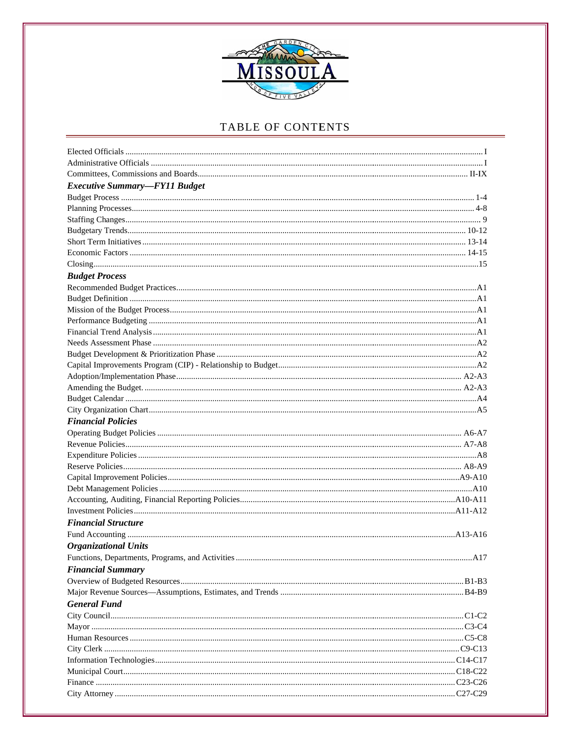# TABLE OF CONTENTS

| | |
|---|---|
| Elected Officials | I |
| Administrative Officials | I |
| Committees, Commissions and Boards | II-IX |
| ***Executive Summary—FY11 Budget*** | |
| Budget Process | 1-4 |
| Planning Processes | 4-8 |
| Staffing Changes | 9 |
| Budgetary Trends | 10-12 |
| Short Term Initiatives | 13-14 |
| Economic Factors | 14-15 |
| Closing | 15 |
| ***Budget Process*** | |
| Recommended Budget Practices | A1 |
| Budget Definition | A1 |
| Mission of the Budget Process | A1 |
| Performance Budgeting | A1 |
| Financial Trend Analysis | A1 |
| Needs Assessment Phase | A2 |
| Budget Development & Prioritization Phase | A2 |
| Capital Improvements Program (CIP) - Relationship to Budget | A2 |
| Adoption/Implementation Phase | A2-A3 |
| Amending the Budget. | A2-A3 |
| Budget Calendar | A4 |
| City Organization Chart | A5 |
| ***Financial Policies*** | |
| Operating Budget Policies | A6-A7 |
| Revenue Policies | A7-A8 |
| Expenditure Policies | A8 |
| Reserve Policies | A8-A9 |
| Capital Improvement Policies | A9-A10 |
| Debt Management Policies | A10 |
| Accounting, Auditing, Financial Reporting Policies | A10-A11 |
| Investment Policies | A11-A12 |
| ***Financial Structure*** | |
| Fund Accounting | A13-A16 |
| ***Organizational Units*** | |
| Functions, Departments, Programs, and Activities | A17 |
| ***Financial Summary*** | |
| Overview of Budgeted Resources | B1-B3 |
| Major Revenue Sources—Assumptions, Estimates, and Trends | B4-B9 |
| ***General Fund*** | |
| City Council | C1-C2 |
| Mayor | C3-C4 |
| Human Resources | C5-C8 |
| City Clerk | C9-C13 |
| Information Technologies | C14-C17 |
| Municipal Court | C18-C22 |
| Finance | C23-C26 |
| City Attorney | C27-C29 |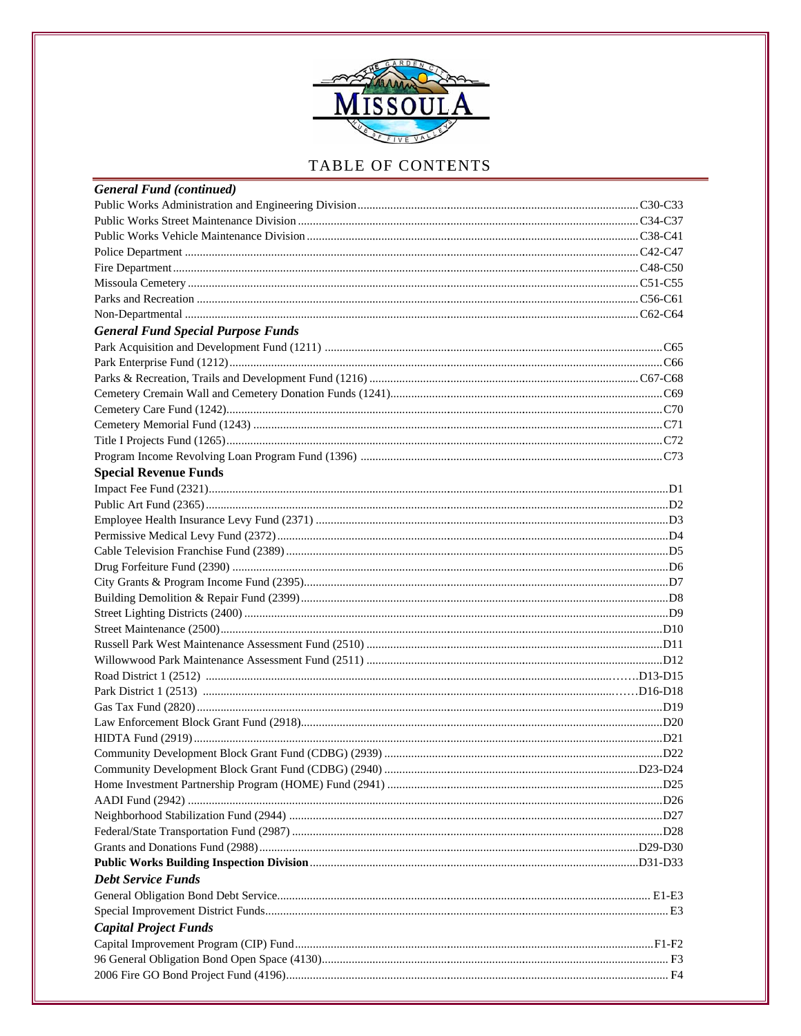# TABLE OF CONTENTS

***General Fund (continued)***

| | |
|---|---|
| Public Works Administration and Engineering Division | C30-C33 |
| Public Works Street Maintenance Division | C34-C37 |
| Public Works Vehicle Maintenance Division | C38-C41 |
| Police Department | C42-C47 |
| Fire Department | C48-C50 |
| Missoula Cemetery | C51-C55 |
| Parks and Recreation | C56-C61 |
| Non-Departmental | C62-C64 |

***General Fund Special Purpose Funds***

| | |
|---|---|
| Park Acquisition and Development Fund (1211) | C65 |
| Park Enterprise Fund (1212) | C66 |
| Parks & Recreation, Trails and Development Fund (1216) | C67-C68 |
| Cemetery Cremain Wall and Cemetery Donation Funds (1241) | C69 |
| Cemetery Care Fund (1242) | C70 |
| Cemetery Memorial Fund (1243) | C71 |
| Title I Projects Fund (1265) | C72 |
| Program Income Revolving Loan Program Fund (1396) | C73 |

**Special Revenue Funds**

| | |
|---|---|
| Impact Fee Fund (2321) | D1 |
| Public Art Fund (2365) | D2 |
| Employee Health Insurance Levy Fund (2371) | D3 |
| Permissive Medical Levy Fund (2372) | D4 |
| Cable Television Franchise Fund (2389) | D5 |
| Drug Forfeiture Fund (2390) | D6 |
| City Grants & Program Income Fund (2395) | D7 |
| Building Demolition & Repair Fund (2399) | D8 |
| Street Lighting Districts (2400) | D9 |
| Street Maintenance (2500) | D10 |
| Russell Park West Maintenance Assessment Fund (2510) | D11 |
| Willowwood Park Maintenance Assessment Fund (2511) | D12 |
| Road District 1 (2512) | D13-D15 |
| Park District 1 (2513) | D16-D18 |
| Gas Tax Fund (2820) | D19 |
| Law Enforcement Block Grant Fund (2918) | D20 |
| HIDTA Fund (2919) | D21 |
| Community Development Block Grant Fund (CDBG) (2939) | D22 |
| Community Development Block Grant Fund (CDBG) (2940) | D23-D24 |
| Home Investment Partnership Program (HOME) Fund (2941) | D25 |
| AADI Fund (2942) | D26 |
| Neighborhood Stabilization Fund (2944) | D27 |
| Federal/State Transportation Fund (2987) | D28 |
| Grants and Donations Fund (2988) | D29-D30 |
| **Public Works Building Inspection Division** | D31-D33 |

***Debt Service Funds***

| | |
|---|---|
| General Obligation Bond Debt Service | E1-E3 |
| Special Improvement District Funds | E3 |

***Capital Project Funds***

| | |
|---|---|
| Capital Improvement Program (CIP) Fund | F1-F2 |
| 96 General Obligation Bond Open Space (4130) | F3 |
| 2006 Fire GO Bond Project Fund (4196) | F4 |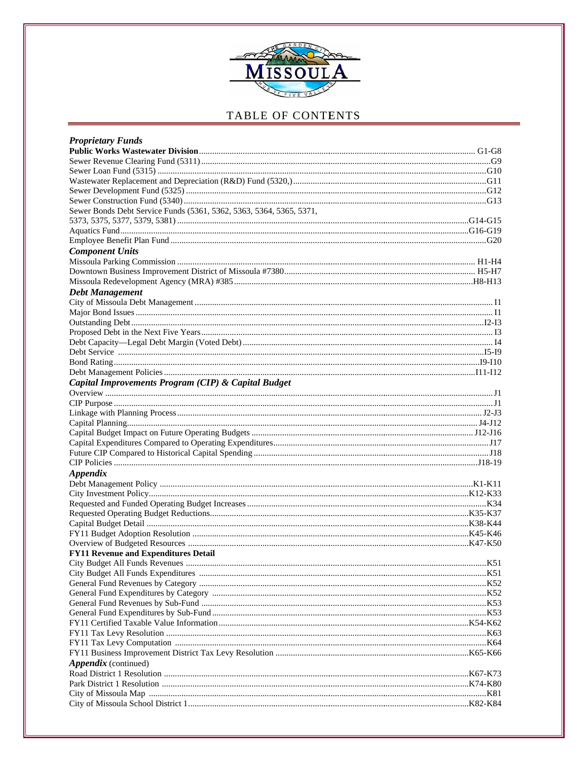# TABLE OF CONTENTS

| | |
|---|---|
| ***Proprietary Funds*** | |
| **Public Works Wastewater Division** | G1-G8 |
| Sewer Revenue Clearing Fund (5311) | G9 |
| Sewer Loan Fund (5315) | G10 |
| Wastewater Replacement and Depreciation (R&D) Fund (5320,) | G11 |
| Sewer Development Fund (5325) | G12 |
| Sewer Construction Fund (5340) | G13 |
| Sewer Bonds Debt Service Funds (5361, 5362, 5363, 5364, 5365, 5371, 5373, 5375, 5377, 5379, 5381) | G14-G15 |
| Aquatics Fund | G16-G19 |
| Employee Benefit Plan Fund | G20 |
| ***Component Units*** | |
| Missoula Parking Commission | H1-H4 |
| Downtown Business Improvement District of Missoula #7380 | H5-H7 |
| Missoula Redevelopment Agency (MRA) #385 | H8-H13 |
| ***Debt Management*** | |
| City of Missoula Debt Management | I1 |
| Major Bond Issues | I1 |
| Outstanding Debt | I2-I3 |
| Proposed Debt in the Next Five Years | I3 |
| Debt Capacity—Legal Debt Margin (Voted Debt) | I4 |
| Debt Service | I5-I9 |
| Bond Rating | I9-I10 |
| Debt Management Policies | I11-I12 |
| ***Capital Improvements Program (CIP) & Capital Budget*** | |
| Overview | J1 |
| CIP Purpose | J1 |
| Linkage with Planning Process | J2-J3 |
| Capital Planning | J4-J12 |
| Capital Budget Impact on Future Operating Budgets | J12-J16 |
| Capital Expenditures Compared to Operating Expenditures | J17 |
| Future CIP Compared to Historical Capital Spending | J18 |
| CIP Policies | J18-19 |
| ***Appendix*** | |
| Debt Management Policy | K1-K11 |
| City Investment Policy | K12-K33 |
| Requested and Funded Operating Budget Increases | K34 |
| Requested Operating Budget Reductions | K35-K37 |
| Capital Budget Detail | K38-K44 |
| FY11 Budget Adoption Resolution | K45-K46 |
| Overview of Budgeted Resources | K47-K50 |
| **FY11 Revenue and Expenditures Detail** | |
| City Budget All Funds Revenues | K51 |
| City Budget All Funds Expenditures | K51 |
| General Fund Revenues by Category | K52 |
| General Fund Expenditures by Category | K52 |
| General Fund Revenues by Sub-Fund | K53 |
| General Fund Expenditures by Sub-Fund | K53 |
| FY11 Certified Taxable Value Information | K54-K62 |
| FY11 Tax Levy Resolution | K63 |
| FY11 Tax Levy Computation | K64 |
| FY11 Business Improvement District Tax Levy Resolution | K65-K66 |
| ***Appendix*** (continued) | |
| Road District 1 Resolution | K67-K73 |
| Park District 1 Resolution | K74-K80 |
| City of Missoula Map | K81 |
| City of Missoula School District 1 | K82-K84 |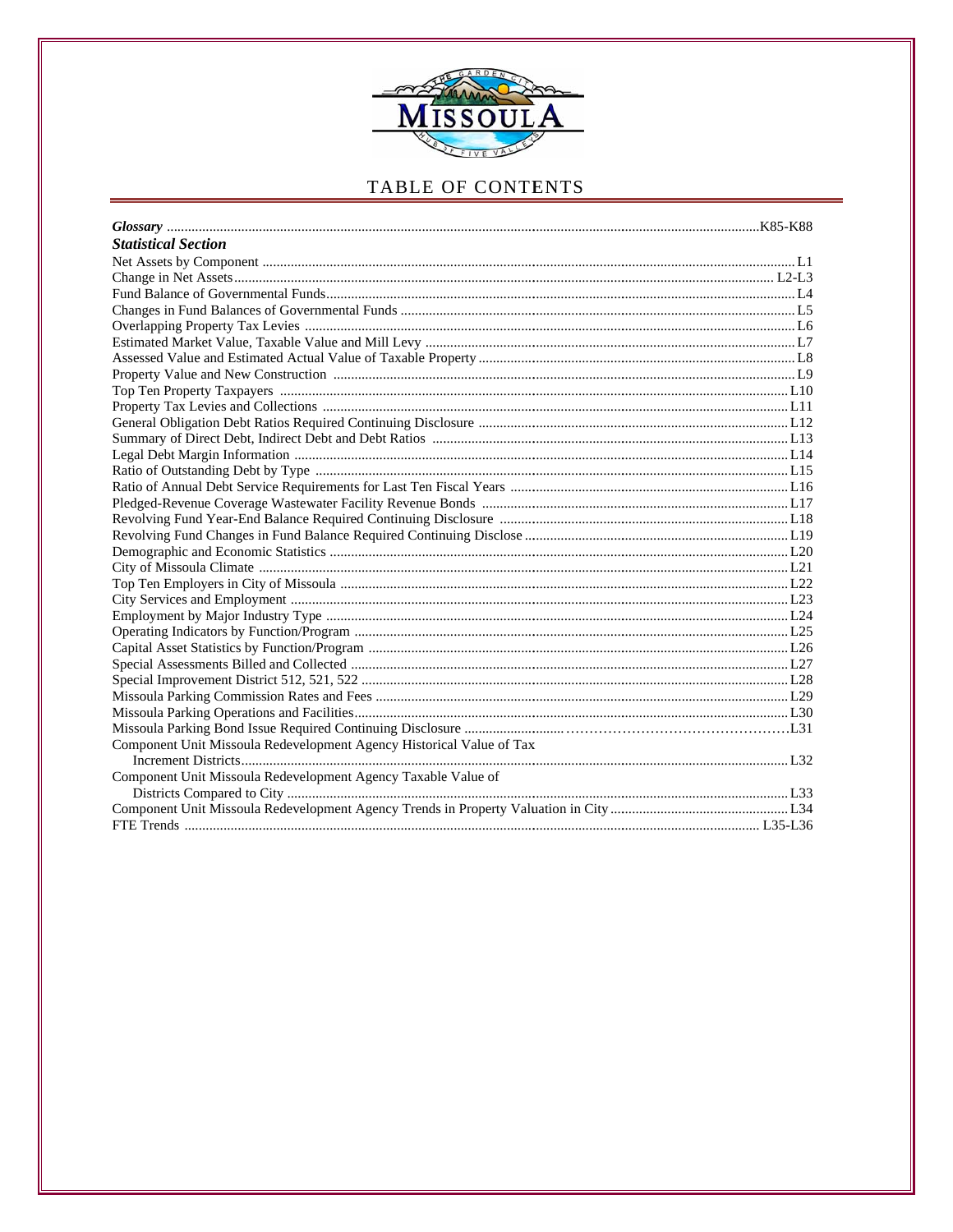# TABLE OF CONTENTS

| | |
|---|---|
| ***Glossary*** | K85-K88 |
| ***Statistical Section*** | |
| Net Assets by Component | L1 |
| Change in Net Assets | L2-L3 |
| Fund Balance of Governmental Funds | L4 |
| Changes in Fund Balances of Governmental Funds | L5 |
| Overlapping Property Tax Levies | L6 |
| Estimated Market Value, Taxable Value and Mill Levy | L7 |
| Assessed Value and Estimated Actual Value of Taxable Property | L8 |
| Property Value and New Construction | L9 |
| Top Ten Property Taxpayers | L10 |
| Property Tax Levies and Collections | L11 |
| General Obligation Debt Ratios Required Continuing Disclosure | L12 |
| Summary of Direct Debt, Indirect Debt and Debt Ratios | L13 |
| Legal Debt Margin Information | L14 |
| Ratio of Outstanding Debt by Type | L15 |
| Ratio of Annual Debt Service Requirements for Last Ten Fiscal Years | L16 |
| Pledged-Revenue Coverage Wastewater Facility Revenue Bonds | L17 |
| Revolving Fund Year-End Balance Required Continuing Disclosure | L18 |
| Revolving Fund Changes in Fund Balance Required Continuing Disclose | L19 |
| Demographic and Economic Statistics | L20 |
| City of Missoula Climate | L21 |
| Top Ten Employers in City of Missoula | L22 |
| City Services and Employment | L23 |
| Employment by Major Industry Type | L24 |
| Operating Indicators by Function/Program | L25 |
| Capital Asset Statistics by Function/Program | L26 |
| Special Assessments Billed and Collected | L27 |
| Special Improvement District 512, 521, 522 | L28 |
| Missoula Parking Commission Rates and Fees | L29 |
| Missoula Parking Operations and Facilities | L30 |
| Missoula Parking Bond Issue Required Continuing Disclosure | L31 |
| Component Unit Missoula Redevelopment Agency Historical Value of Tax Increment Districts | L32 |
| Component Unit Missoula Redevelopment Agency Taxable Value of Districts Compared to City | L33 |
| Component Unit Missoula Redevelopment Agency Trends in Property Valuation in City | L34 |
| FTE Trends | L35-L36 |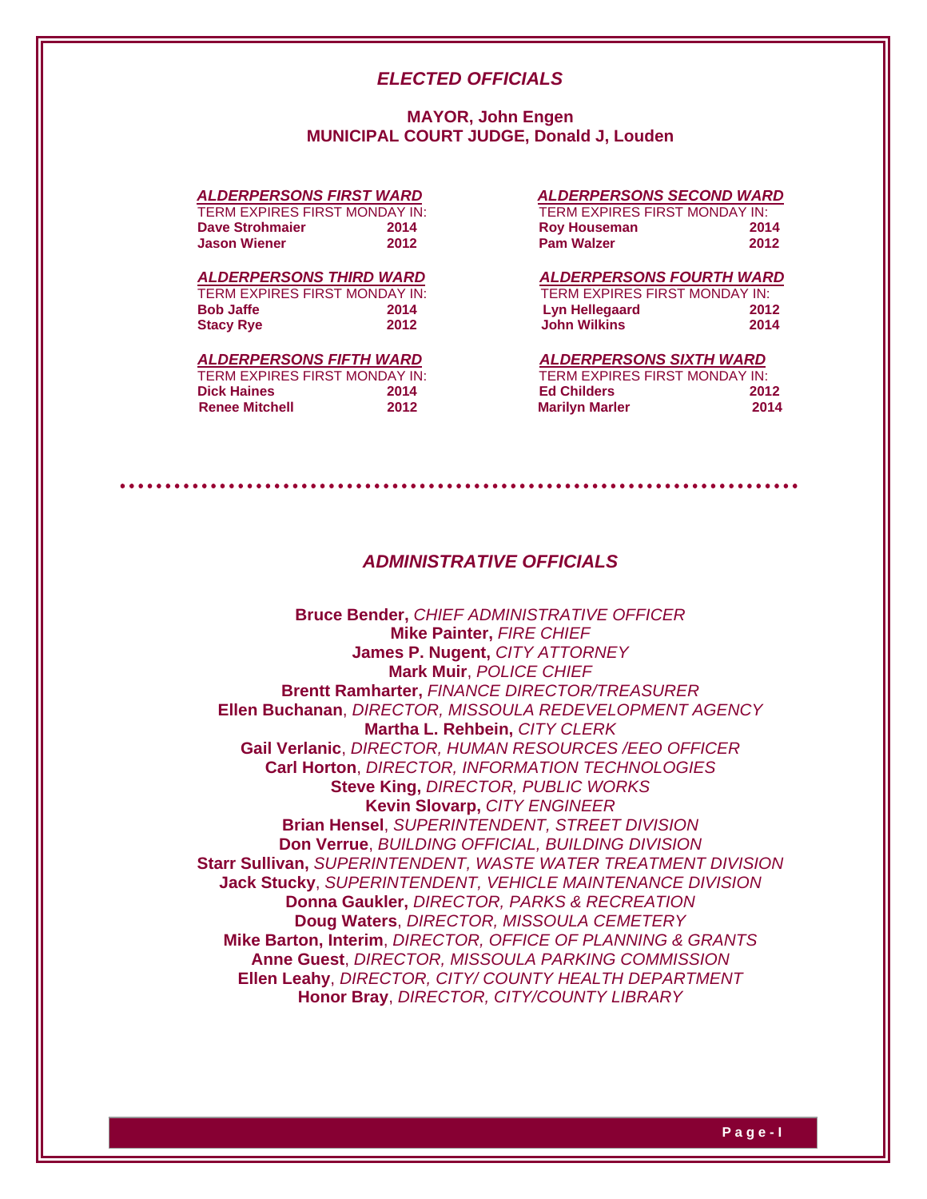## *ELECTED OFFICIALS*

**MAYOR, John Engen**
**MUNICIPAL COURT JUDGE, Donald J, Louden**

### *ALDERPERSONS FIRST WARD*

| TERM EXPIRES FIRST MONDAY IN: | |
|---|---|
| **Dave Strohmaier** | **2014** |
| **Jason Wiener** | **2012** |

### *ALDERPERSONS SECOND WARD*

| TERM EXPIRES FIRST MONDAY IN: | |
|---|---|
| **Roy Houseman** | **2014** |
| **Pam Walzer** | **2012** |

### *ALDERPERSONS THIRD WARD*

| TERM EXPIRES FIRST MONDAY IN: | |
|---|---|
| **Bob Jaffe** | **2014** |
| **Stacy Rye** | **2012** |

### *ALDERPERSONS FOURTH WARD*

| TERM EXPIRES FIRST MONDAY IN: | |
|---|---|
| **Lyn Hellegaard** | **2012** |
| **John Wilkins** | **2014** |

### *ALDERPERSONS FIFTH WARD*

| TERM EXPIRES FIRST MONDAY IN: | |
|---|---|
| **Dick Haines** | **2014** |
| **Renee Mitchell** | **2012** |

### *ALDERPERSONS SIXTH WARD*

| TERM EXPIRES FIRST MONDAY IN: | |
|---|---|
| **Ed Childers** | **2012** |
| **Marilyn Marler** | **2014** |

## *ADMINISTRATIVE OFFICIALS*

**Bruce Bender,** *CHIEF ADMINISTRATIVE OFFICER*
**Mike Painter,** *FIRE CHIEF*
**James P. Nugent,** *CITY ATTORNEY*
**Mark Muir**, *POLICE CHIEF*
**Brentt Ramharter,** *FINANCE DIRECTOR/TREASURER*
**Ellen Buchanan**, *DIRECTOR, MISSOULA REDEVELOPMENT AGENCY*
**Martha L. Rehbein,** *CITY CLERK*
**Gail Verlanic**, *DIRECTOR, HUMAN RESOURCES /EEO OFFICER*
**Carl Horton**, *DIRECTOR, INFORMATION TECHNOLOGIES*
**Steve King,** *DIRECTOR, PUBLIC WORKS*
**Kevin Slovarp,** *CITY ENGINEER*
**Brian Hensel**, *SUPERINTENDENT, STREET DIVISION*
**Don Verrue**, *BUILDING OFFICIAL, BUILDING DIVISION*
**Starr Sullivan,** *SUPERINTENDENT, WASTE WATER TREATMENT DIVISION*
**Jack Stucky**, *SUPERINTENDENT, VEHICLE MAINTENANCE DIVISION*
**Donna Gaukler,** *DIRECTOR, PARKS & RECREATION*
**Doug Waters**, *DIRECTOR, MISSOULA CEMETERY*
**Mike Barton, Interim**, *DIRECTOR, OFFICE OF PLANNING & GRANTS*
**Anne Guest**, *DIRECTOR, MISSOULA PARKING COMMISSION*
**Ellen Leahy**, *DIRECTOR, CITY/ COUNTY HEALTH DEPARTMENT*
**Honor Bray**, *DIRECTOR, CITY/COUNTY LIBRARY*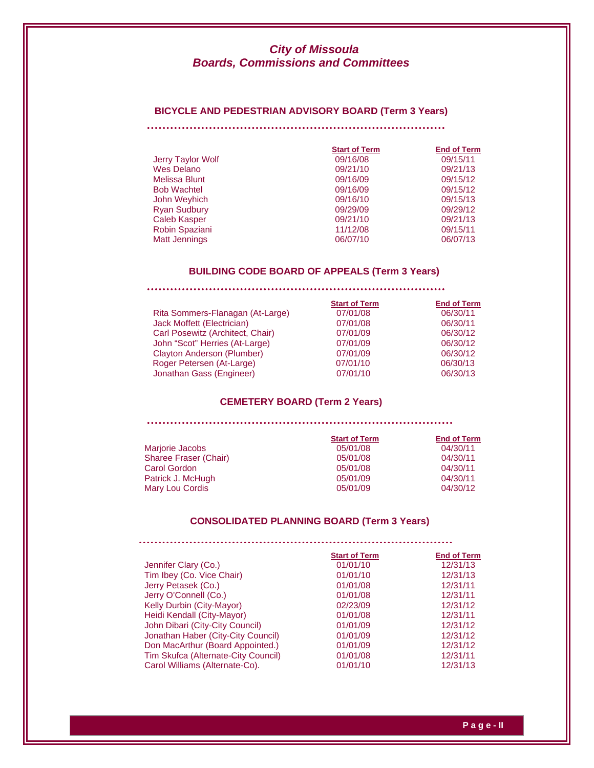# *City of Missoula*
# *Boards, Commissions and Committees*

## BICYCLE AND PEDESTRIAN ADVISORY BOARD (Term 3 Years)

| | Start of Term | End of Term |
|---|---|---|
| Jerry Taylor Wolf | 09/16/08 | 09/15/11 |
| Wes Delano | 09/21/10 | 09/21/13 |
| Melissa Blunt | 09/16/09 | 09/15/12 |
| Bob Wachtel | 09/16/09 | 09/15/12 |
| John Weyhich | 09/16/10 | 09/15/13 |
| Ryan Sudbury | 09/29/09 | 09/29/12 |
| Caleb Kasper | 09/21/10 | 09/21/13 |
| Robin Spaziani | 11/12/08 | 09/15/11 |
| Matt Jennings | 06/07/10 | 06/07/13 |

## BUILDING CODE BOARD OF APPEALS (Term 3 Years)

| | Start of Term | End of Term |
|---|---|---|
| Rita Sommers-Flanagan (At-Large) | 07/01/08 | 06/30/11 |
| Jack Moffett (Electrician) | 07/01/08 | 06/30/11 |
| Carl Posewitz (Architect, Chair) | 07/01/09 | 06/30/12 |
| John "Scot" Herries (At-Large) | 07/01/09 | 06/30/12 |
| Clayton Anderson (Plumber) | 07/01/09 | 06/30/12 |
| Roger Petersen (At-Large) | 07/01/10 | 06/30/13 |
| Jonathan Gass (Engineer) | 07/01/10 | 06/30/13 |

## CEMETERY BOARD (Term 2 Years)

| | Start of Term | End of Term |
|---|---|---|
| Marjorie Jacobs | 05/01/08 | 04/30/11 |
| Sharee Fraser (Chair) | 05/01/08 | 04/30/11 |
| Carol Gordon | 05/01/08 | 04/30/11 |
| Patrick J. McHugh | 05/01/09 | 04/30/11 |
| Mary Lou Cordis | 05/01/09 | 04/30/12 |

## CONSOLIDATED PLANNING BOARD (Term 3 Years)

| | Start of Term | End of Term |
|---|---|---|
| Jennifer Clary (Co.) | 01/01/10 | 12/31/13 |
| Tim Ibey (Co. Vice Chair) | 01/01/10 | 12/31/13 |
| Jerry Petasek (Co.) | 01/01/08 | 12/31/11 |
| Jerry O'Connell (Co.) | 01/01/08 | 12/31/11 |
| Kelly Durbin (City-Mayor) | 02/23/09 | 12/31/12 |
| Heidi Kendall (City-Mayor) | 01/01/08 | 12/31/11 |
| John Dibari (City-City Council) | 01/01/09 | 12/31/12 |
| Jonathan Haber (City-City Council) | 01/01/09 | 12/31/12 |
| Don MacArthur (Board Appointed.) | 01/01/09 | 12/31/12 |
| Tim Skufca (Alternate-City Council) | 01/01/08 | 12/31/11 |
| Carol Williams (Alternate-Co). | 01/01/10 | 12/31/13 |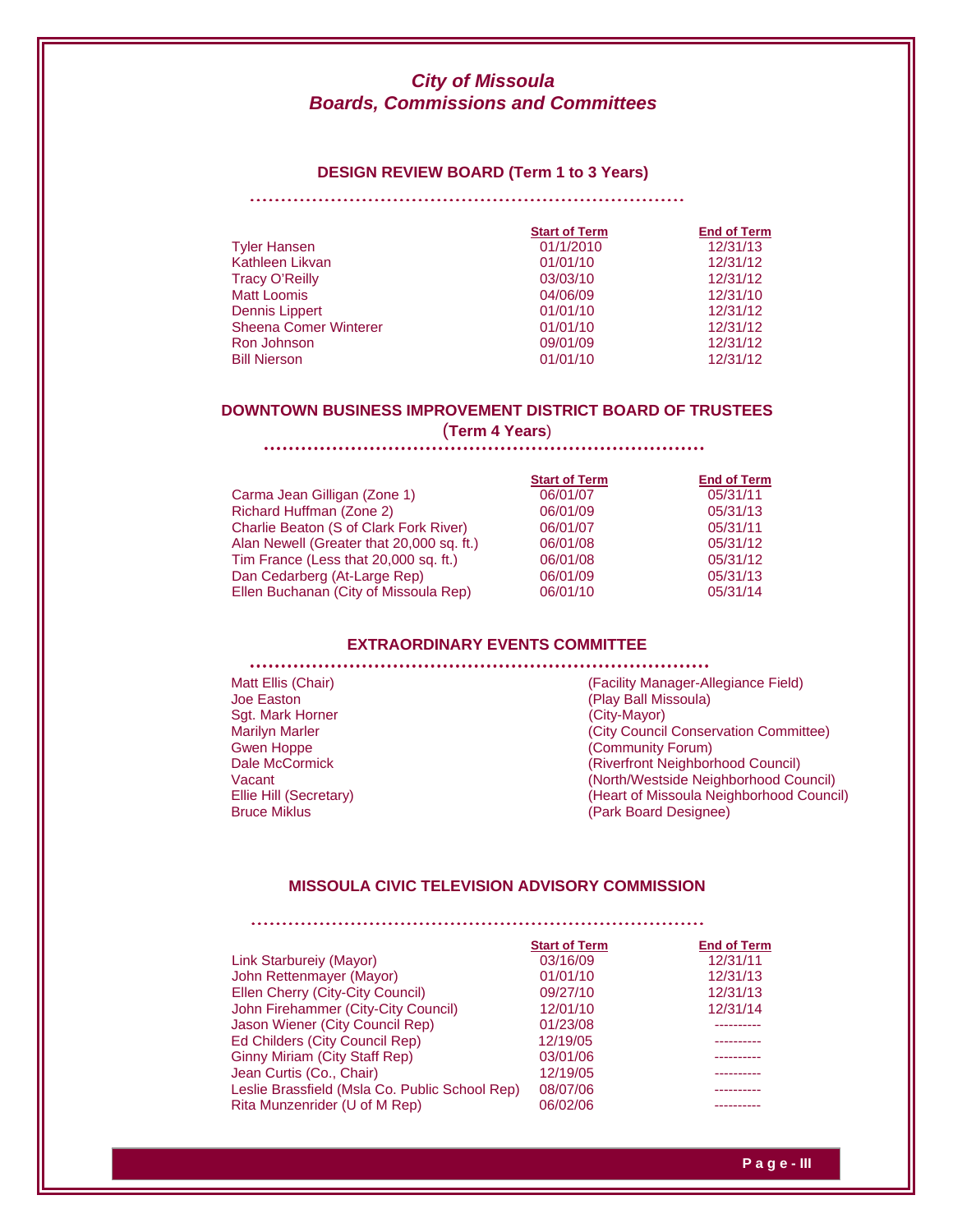# *City of Missoula*
# *Boards, Commissions and Committees*

## DESIGN REVIEW BOARD (Term 1 to 3 Years)

| | Start of Term | End of Term |
|---|---|---|
| Tyler Hansen | 01/1/2010 | 12/31/13 |
| Kathleen Likvan | 01/01/10 | 12/31/12 |
| Tracy O'Reilly | 03/03/10 | 12/31/12 |
| Matt Loomis | 04/06/09 | 12/31/10 |
| Dennis Lippert | 01/01/10 | 12/31/12 |
| Sheena Comer Winterer | 01/01/10 | 12/31/12 |
| Ron Johnson | 09/01/09 | 12/31/12 |
| Bill Nierson | 01/01/10 | 12/31/12 |

## DOWNTOWN BUSINESS IMPROVEMENT DISTRICT BOARD OF TRUSTEES (Term 4 Years)

| | Start of Term | End of Term |
|---|---|---|
| Carma Jean Gilligan (Zone 1) | 06/01/07 | 05/31/11 |
| Richard Huffman (Zone 2) | 06/01/09 | 05/31/13 |
| Charlie Beaton (S of Clark Fork River) | 06/01/07 | 05/31/11 |
| Alan Newell (Greater that 20,000 sq. ft.) | 06/01/08 | 05/31/12 |
| Tim France (Less that 20,000 sq. ft.) | 06/01/08 | 05/31/12 |
| Dan Cedarberg (At-Large Rep) | 06/01/09 | 05/31/13 |
| Ellen Buchanan (City of Missoula Rep) | 06/01/10 | 05/31/14 |

## EXTRAORDINARY EVENTS COMMITTEE

| | |
|---|---|
| Matt Ellis (Chair) | (Facility Manager-Allegiance Field) |
| Joe Easton | (Play Ball Missoula) |
| Sgt. Mark Horner | (City-Mayor) |
| Marilyn Marler | (City Council Conservation Committee) |
| Gwen Hoppe | (Community Forum) |
| Dale McCormick | (Riverfront Neighborhood Council) |
| Vacant | (North/Westside Neighborhood Council) |
| Ellie Hill (Secretary) | (Heart of Missoula Neighborhood Council) |
| Bruce Miklus | (Park Board Designee) |

## MISSOULA CIVIC TELEVISION ADVISORY COMMISSION

| | Start of Term | End of Term |
|---|---|---|
| Link Starbureiy (Mayor) | 03/16/09 | 12/31/11 |
| John Rettenmayer (Mayor) | 01/01/10 | 12/31/13 |
| Ellen Cherry (City-City Council) | 09/27/10 | 12/31/13 |
| John Firehammer (City-City Council) | 12/01/10 | 12/31/14 |
| Jason Wiener (City Council Rep) | 01/23/08 | ---------- |
| Ed Childers (City Council Rep) | 12/19/05 | ---------- |
| Ginny Miriam (City Staff Rep) | 03/01/06 | ---------- |
| Jean Curtis (Co., Chair) | 12/19/05 | ---------- |
| Leslie Brassfield (Msla Co. Public School Rep) | 08/07/06 | ---------- |
| Rita Munzenrider (U of M Rep) | 06/02/06 | ---------- |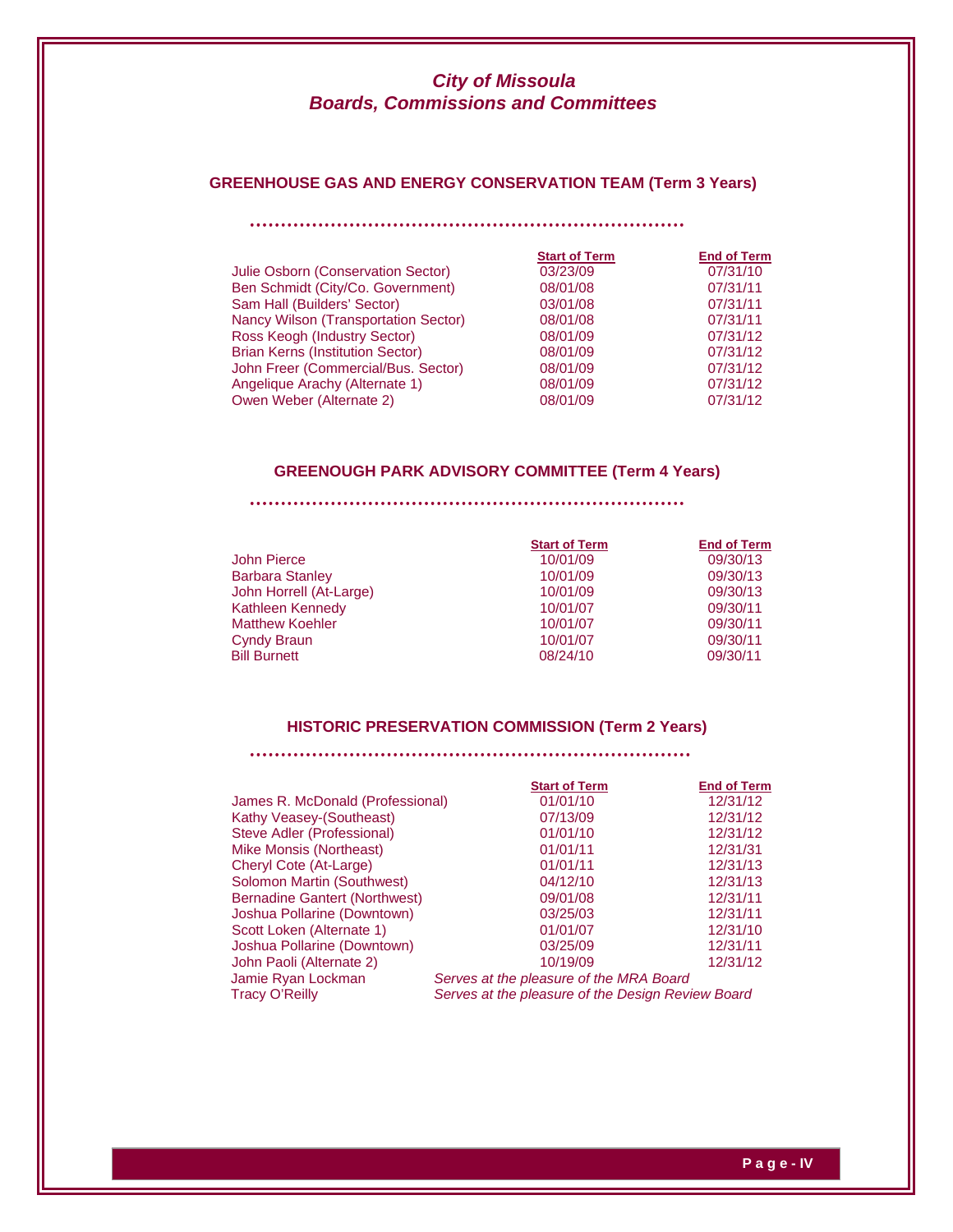# *City of Missoula*
# *Boards, Commissions and Committees*

## GREENHOUSE GAS AND ENERGY CONSERVATION TEAM (Term 3 Years)

| | Start of Term | End of Term |
|---|---|---|
| Julie Osborn (Conservation Sector) | 03/23/09 | 07/31/10 |
| Ben Schmidt (City/Co. Government) | 08/01/08 | 07/31/11 |
| Sam Hall (Builders' Sector) | 03/01/08 | 07/31/11 |
| Nancy Wilson (Transportation Sector) | 08/01/08 | 07/31/11 |
| Ross Keogh (Industry Sector) | 08/01/09 | 07/31/12 |
| Brian Kerns (Institution Sector) | 08/01/09 | 07/31/12 |
| John Freer (Commercial/Bus. Sector) | 08/01/09 | 07/31/12 |
| Angelique Arachy (Alternate 1) | 08/01/09 | 07/31/12 |
| Owen Weber (Alternate 2) | 08/01/09 | 07/31/12 |

## GREENOUGH PARK ADVISORY COMMITTEE (Term 4 Years)

| | Start of Term | End of Term |
|---|---|---|
| John Pierce | 10/01/09 | 09/30/13 |
| Barbara Stanley | 10/01/09 | 09/30/13 |
| John Horrell (At-Large) | 10/01/09 | 09/30/13 |
| Kathleen Kennedy | 10/01/07 | 09/30/11 |
| Matthew Koehler | 10/01/07 | 09/30/11 |
| Cyndy Braun | 10/01/07 | 09/30/11 |
| Bill Burnett | 08/24/10 | 09/30/11 |

## HISTORIC PRESERVATION COMMISSION (Term 2 Years)

| | Start of Term | End of Term |
|---|---|---|
| James R. McDonald (Professional) | 01/01/10 | 12/31/12 |
| Kathy Veasey-(Southeast) | 07/13/09 | 12/31/12 |
| Steve Adler (Professional) | 01/01/10 | 12/31/12 |
| Mike Monsis (Northeast) | 01/01/11 | 12/31/31 |
| Cheryl Cote (At-Large) | 01/01/11 | 12/31/13 |
| Solomon Martin (Southwest) | 04/12/10 | 12/31/13 |
| Bernadine Gantert (Northwest) | 09/01/08 | 12/31/11 |
| Joshua Pollarine (Downtown) | 03/25/03 | 12/31/11 |
| Scott Loken (Alternate 1) | 01/01/07 | 12/31/10 |
| Joshua Pollarine (Downtown) | 03/25/09 | 12/31/11 |
| John Paoli (Alternate 2) | 10/19/09 | 12/31/12 |
| Jamie Ryan Lockman | *Serves at the pleasure of the MRA Board* | |
| Tracy O'Reilly | *Serves at the pleasure of the Design Review Board* | |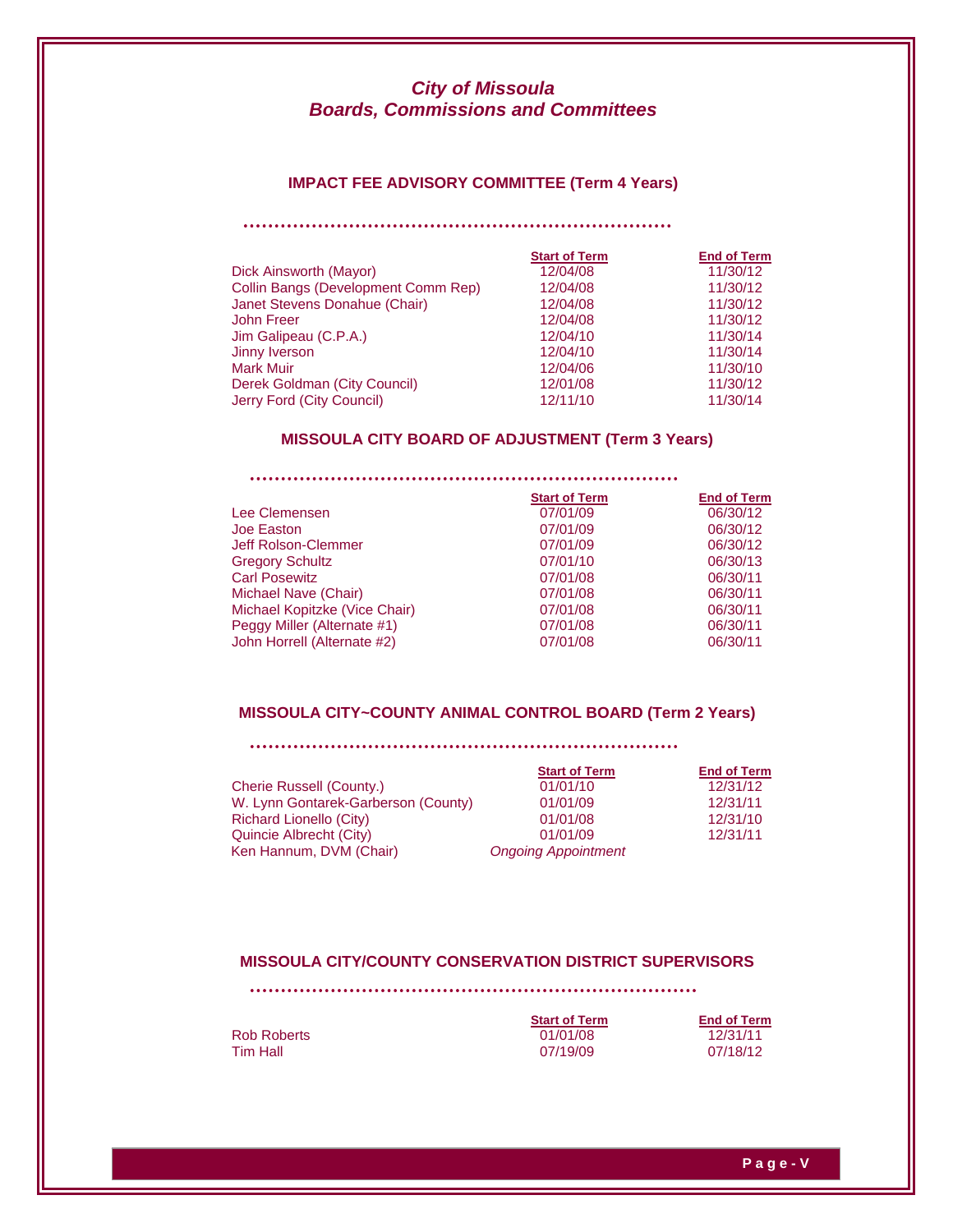# *City of Missoula*
# *Boards, Commissions and Committees*

## IMPACT FEE ADVISORY COMMITTEE (Term 4 Years)

| | Start of Term | End of Term |
|---|---|---|
| Dick Ainsworth (Mayor) | 12/04/08 | 11/30/12 |
| Collin Bangs (Development Comm Rep) | 12/04/08 | 11/30/12 |
| Janet Stevens Donahue (Chair) | 12/04/08 | 11/30/12 |
| John Freer | 12/04/08 | 11/30/12 |
| Jim Galipeau (C.P.A.) | 12/04/10 | 11/30/14 |
| Jinny Iverson | 12/04/10 | 11/30/14 |
| Mark Muir | 12/04/06 | 11/30/10 |
| Derek Goldman (City Council) | 12/01/08 | 11/30/12 |
| Jerry Ford (City Council) | 12/11/10 | 11/30/14 |

## MISSOULA CITY BOARD OF ADJUSTMENT (Term 3 Years)

| | Start of Term | End of Term |
|---|---|---|
| Lee Clemensen | 07/01/09 | 06/30/12 |
| Joe Easton | 07/01/09 | 06/30/12 |
| Jeff Rolson-Clemmer | 07/01/09 | 06/30/12 |
| Gregory Schultz | 07/01/10 | 06/30/13 |
| Carl Posewitz | 07/01/08 | 06/30/11 |
| Michael Nave (Chair) | 07/01/08 | 06/30/11 |
| Michael Kopitzke (Vice Chair) | 07/01/08 | 06/30/11 |
| Peggy Miller (Alternate #1) | 07/01/08 | 06/30/11 |
| John Horrell (Alternate #2) | 07/01/08 | 06/30/11 |

## MISSOULA CITY~COUNTY ANIMAL CONTROL BOARD (Term 2 Years)

| | Start of Term | End of Term |
|---|---|---|
| Cherie Russell (County.) | 01/01/10 | 12/31/12 |
| W. Lynn Gontarek-Garberson (County) | 01/01/09 | 12/31/11 |
| Richard Lionello (City) | 01/01/08 | 12/31/10 |
| Quincie Albrecht (City) | 01/01/09 | 12/31/11 |
| Ken Hannum, DVM (Chair) | *Ongoing Appointment* | |

## MISSOULA CITY/COUNTY CONSERVATION DISTRICT SUPERVISORS

| | Start of Term | End of Term |
|---|---|---|
| Rob Roberts | 01/01/08 | 12/31/11 |
| Tim Hall | 07/19/09 | 07/18/12 |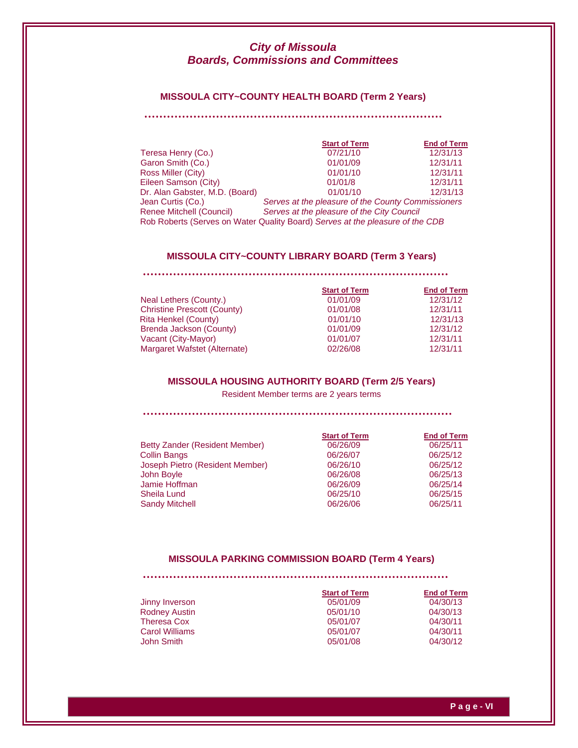# *City of Missoula*
# *Boards, Commissions and Committees*

## MISSOULA CITY~COUNTY HEALTH BOARD (Term 2 Years)

| | Start of Term | End of Term |
|---|---|---|
| Teresa Henry (Co.) | 07/21/10 | 12/31/13 |
| Garon Smith (Co.) | 01/01/09 | 12/31/11 |
| Ross Miller (City) | 01/01/10 | 12/31/11 |
| Eileen Samson (City) | 01/01/8 | 12/31/11 |
| Dr. Alan Gabster, M.D. (Board) | 01/01/10 | 12/31/13 |
| Jean Curtis (Co.) | *Serves at the pleasure of the County Commissioners* | |
| Renee Mitchell (Council) | *Serves at the pleasure of the City Council* | |
| Rob Roberts (Serves on Water Quality Board) | *Serves at the pleasure of the CDB* | |

## MISSOULA CITY~COUNTY LIBRARY BOARD (Term 3 Years)

| | Start of Term | End of Term |
|---|---|---|
| Neal Lethers (County.) | 01/01/09 | 12/31/12 |
| Christine Prescott (County) | 01/01/08 | 12/31/11 |
| Rita Henkel (County) | 01/01/10 | 12/31/13 |
| Brenda Jackson (County) | 01/01/09 | 12/31/12 |
| Vacant (City-Mayor) | 01/01/07 | 12/31/11 |
| Margaret Wafstet (Alternate) | 02/26/08 | 12/31/11 |

## MISSOULA HOUSING AUTHORITY BOARD (Term 2/5 Years)

Resident Member terms are 2 years terms

| | Start of Term | End of Term |
|---|---|---|
| Betty Zander (Resident Member) | 06/26/09 | 06/25/11 |
| Collin Bangs | 06/26/07 | 06/25/12 |
| Joseph Pietro (Resident Member) | 06/26/10 | 06/25/12 |
| John Boyle | 06/26/08 | 06/25/13 |
| Jamie Hoffman | 06/26/09 | 06/25/14 |
| Sheila Lund | 06/25/10 | 06/25/15 |
| Sandy Mitchell | 06/26/06 | 06/25/11 |

## MISSOULA PARKING COMMISSION BOARD (Term 4 Years)

| | Start of Term | End of Term |
|---|---|---|
| Jinny Inverson | 05/01/09 | 04/30/13 |
| Rodney Austin | 05/01/10 | 04/30/13 |
| Theresa Cox | 05/01/07 | 04/30/11 |
| Carol Williams | 05/01/07 | 04/30/11 |
| John Smith | 05/01/08 | 04/30/12 |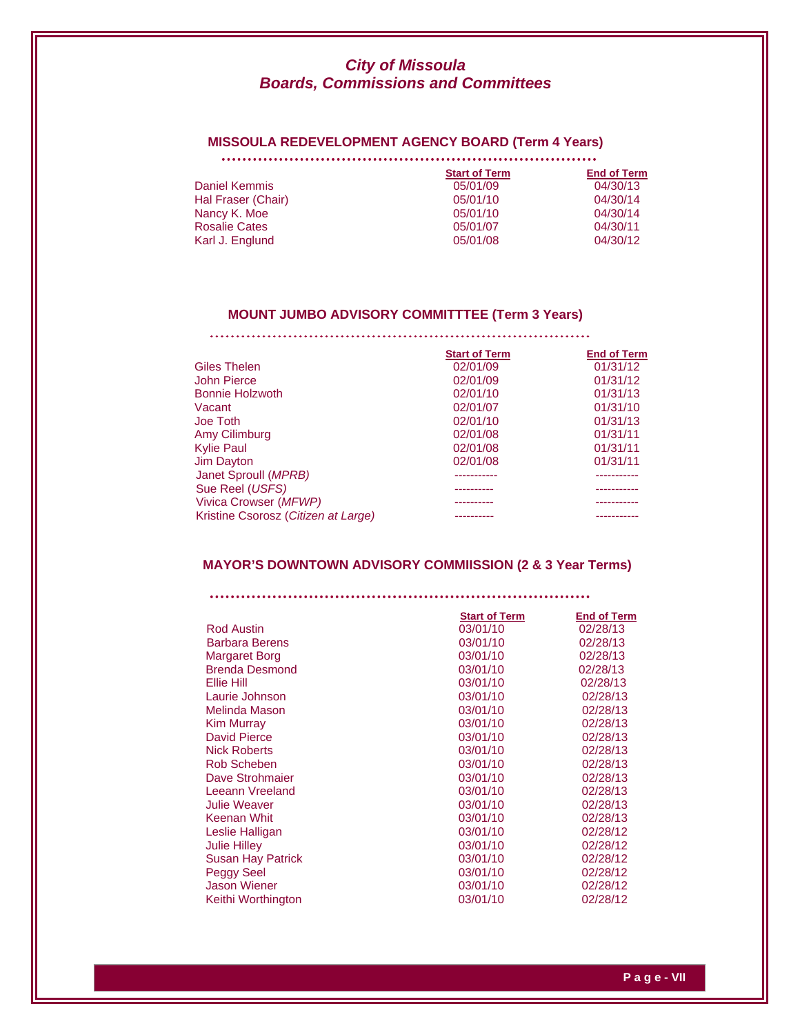# *City of Missoula*
# *Boards, Commissions and Committees*

## MISSOULA REDEVELOPMENT AGENCY BOARD (Term 4 Years)

| | Start of Term | End of Term |
|---|---|---|
| Daniel Kemmis | 05/01/09 | 04/30/13 |
| Hal Fraser (Chair) | 05/01/10 | 04/30/14 |
| Nancy K. Moe | 05/01/10 | 04/30/14 |
| Rosalie Cates | 05/01/07 | 04/30/11 |
| Karl J. Englund | 05/01/08 | 04/30/12 |

## MOUNT JUMBO ADVISORY COMMITTTEE (Term 3 Years)

| | Start of Term | End of Term |
|---|---|---|
| Giles Thelen | 02/01/09 | 01/31/12 |
| John Pierce | 02/01/09 | 01/31/12 |
| Bonnie Holzwoth | 02/01/10 | 01/31/13 |
| Vacant | 02/01/07 | 01/31/10 |
| Joe Toth | 02/01/10 | 01/31/13 |
| Amy Cilimburg | 02/01/08 | 01/31/11 |
| Kylie Paul | 02/01/08 | 01/31/11 |
| Jim Dayton | 02/01/08 | 01/31/11 |
| Janet Sproull (*MPRB)* | ----------- | ----------- |
| Sue Reel (*USFS)* | ---------- | ----------- |
| Vivica Crowser (*MFWP)* | ---------- | ----------- |
| Kristine Csorosz (*Citizen at Large)* | ---------- | ----------- |

## MAYOR'S DOWNTOWN ADVISORY COMMIISSION (2 & 3 Year Terms)

| | Start of Term | End of Term |
|---|---|---|
| Rod Austin | 03/01/10 | 02/28/13 |
| Barbara Berens | 03/01/10 | 02/28/13 |
| Margaret Borg | 03/01/10 | 02/28/13 |
| Brenda Desmond | 03/01/10 | 02/28/13 |
| Ellie Hill | 03/01/10 | 02/28/13 |
| Laurie Johnson | 03/01/10 | 02/28/13 |
| Melinda Mason | 03/01/10 | 02/28/13 |
| Kim Murray | 03/01/10 | 02/28/13 |
| David Pierce | 03/01/10 | 02/28/13 |
| Nick Roberts | 03/01/10 | 02/28/13 |
| Rob Scheben | 03/01/10 | 02/28/13 |
| Dave Strohmaier | 03/01/10 | 02/28/13 |
| Leeann Vreeland | 03/01/10 | 02/28/13 |
| Julie Weaver | 03/01/10 | 02/28/13 |
| Keenan Whit | 03/01/10 | 02/28/13 |
| Leslie Halligan | 03/01/10 | 02/28/12 |
| Julie Hilley | 03/01/10 | 02/28/12 |
| Susan Hay Patrick | 03/01/10 | 02/28/12 |
| Peggy Seel | 03/01/10 | 02/28/12 |
| Jason Wiener | 03/01/10 | 02/28/12 |
| Keithi Worthington | 03/01/10 | 02/28/12 |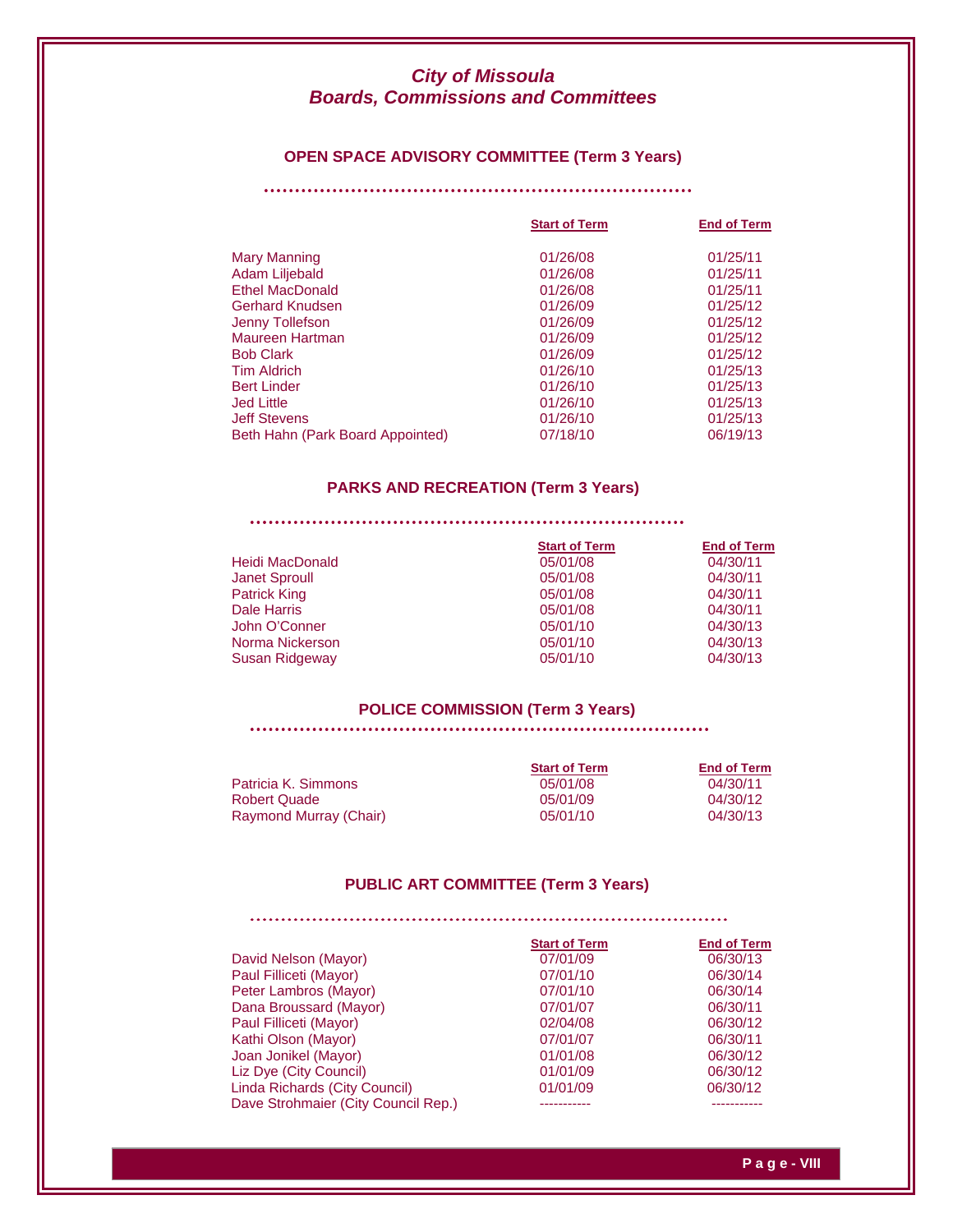# *City of Missoula*
# *Boards, Commissions and Committees*

## OPEN SPACE ADVISORY COMMITTEE (Term 3 Years)

| | Start of Term | End of Term |
|---|---|---|
| Mary Manning | 01/26/08 | 01/25/11 |
| Adam Liljebald | 01/26/08 | 01/25/11 |
| Ethel MacDonald | 01/26/08 | 01/25/11 |
| Gerhard Knudsen | 01/26/09 | 01/25/12 |
| Jenny Tollefson | 01/26/09 | 01/25/12 |
| Maureen Hartman | 01/26/09 | 01/25/12 |
| Bob Clark | 01/26/09 | 01/25/12 |
| Tim Aldrich | 01/26/10 | 01/25/13 |
| Bert Linder | 01/26/10 | 01/25/13 |
| Jed Little | 01/26/10 | 01/25/13 |
| Jeff Stevens | 01/26/10 | 01/25/13 |
| Beth Hahn (Park Board Appointed) | 07/18/10 | 06/19/13 |

## PARKS AND RECREATION (Term 3 Years)

| | Start of Term | End of Term |
|---|---|---|
| Heidi MacDonald | 05/01/08 | 04/30/11 |
| Janet Sproull | 05/01/08 | 04/30/11 |
| Patrick King | 05/01/08 | 04/30/11 |
| Dale Harris | 05/01/08 | 04/30/11 |
| John O'Conner | 05/01/10 | 04/30/13 |
| Norma Nickerson | 05/01/10 | 04/30/13 |
| Susan Ridgeway | 05/01/10 | 04/30/13 |

## POLICE COMMISSION (Term 3 Years)

| | Start of Term | End of Term |
|---|---|---|
| Patricia K. Simmons | 05/01/08 | 04/30/11 |
| Robert Quade | 05/01/09 | 04/30/12 |
| Raymond Murray (Chair) | 05/01/10 | 04/30/13 |

## PUBLIC ART COMMITTEE (Term 3 Years)

| | Start of Term | End of Term |
|---|---|---|
| David Nelson (Mayor) | 07/01/09 | 06/30/13 |
| Paul Filliceti (Mayor) | 07/01/10 | 06/30/14 |
| Peter Lambros (Mayor) | 07/01/10 | 06/30/14 |
| Dana Broussard (Mayor) | 07/01/07 | 06/30/11 |
| Paul Filliceti (Mayor) | 02/04/08 | 06/30/12 |
| Kathi Olson (Mayor) | 07/01/07 | 06/30/11 |
| Joan Jonikel (Mayor) | 01/01/08 | 06/30/12 |
| Liz Dye (City Council) | 01/01/09 | 06/30/12 |
| Linda Richards (City Council) | 01/01/09 | 06/30/12 |
| Dave Strohmaier (City Council Rep.) | ----------- | ----------- |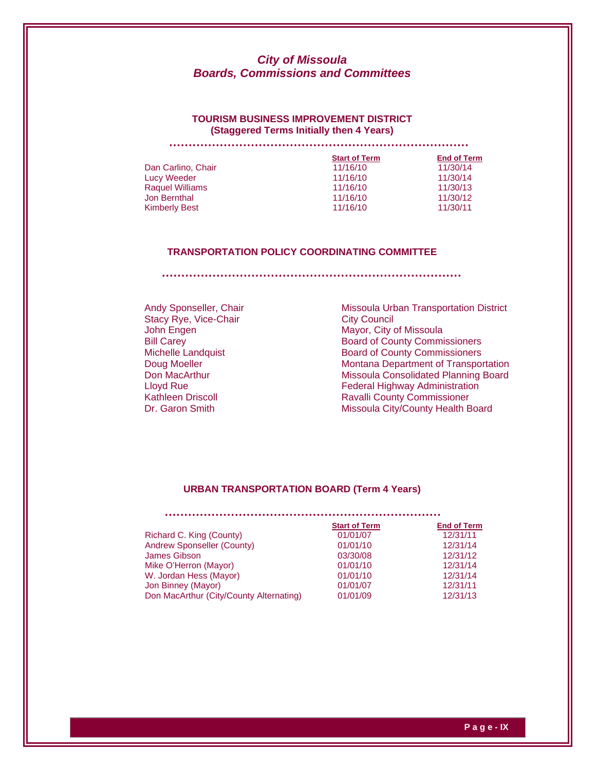# *City of Missoula*
# *Boards, Commissions and Committees*

## TOURISM BUSINESS IMPROVEMENT DISTRICT
### (Staggered Terms Initially then 4 Years)

| | Start of Term | End of Term |
|---|---|---|
| Dan Carlino, Chair | 11/16/10 | 11/30/14 |
| Lucy Weeder | 11/16/10 | 11/30/14 |
| Raquel Williams | 11/16/10 | 11/30/13 |
| Jon Bernthal | 11/16/10 | 11/30/12 |
| Kimberly Best | 11/16/10 | 11/30/11 |

## TRANSPORTATION POLICY COORDINATING COMMITTEE

| | |
|---|---|
| Andy Sponseller, Chair | Missoula Urban Transportation District |
| Stacy Rye, Vice-Chair | City Council |
| John Engen | Mayor, City of Missoula |
| Bill Carey | Board of County Commissioners |
| Michelle Landquist | Board of County Commissioners |
| Doug Moeller | Montana Department of Transportation |
| Don MacArthur | Missoula Consolidated Planning Board |
| Lloyd Rue | Federal Highway Administration |
| Kathleen Driscoll | Ravalli County Commissioner |
| Dr. Garon Smith | Missoula City/County Health Board |

## URBAN TRANSPORTATION BOARD (Term 4 Years)

| | Start of Term | End of Term |
|---|---|---|
| Richard C. King (County) | 01/01/07 | 12/31/11 |
| Andrew Sponseller (County) | 01/01/10 | 12/31/14 |
| James Gibson | 03/30/08 | 12/31/12 |
| Mike O'Herron (Mayor) | 01/01/10 | 12/31/14 |
| W. Jordan Hess (Mayor) | 01/01/10 | 12/31/14 |
| Jon Binney (Mayor) | 01/01/07 | 12/31/11 |
| Don MacArthur (City/County Alternating) | 01/01/09 | 12/31/13 |